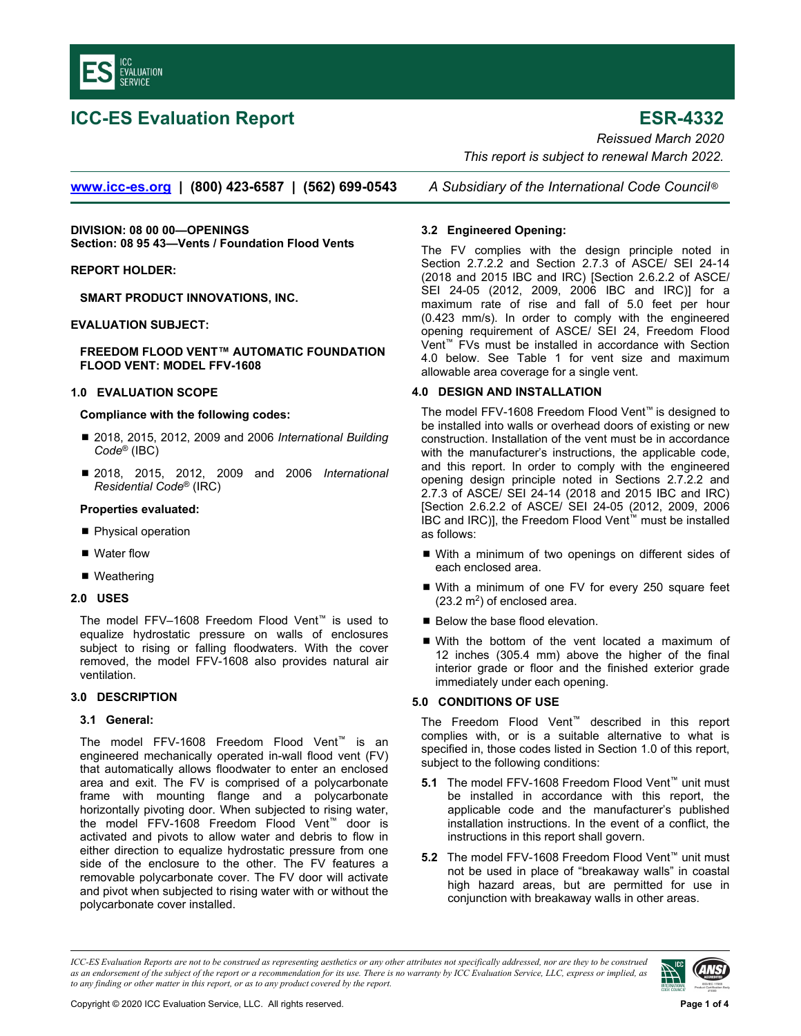# ICC-ES Evaluation Report

# ESR-4332

*Reissued March 2020*

*This report is subject to renewal March 2022.*

www.icc-es.org | (800) 423-6587 | (562) 699-0543 *A Subsidiary of the International Code Council®*

**DIVISION: 08 00 00—OPENINGS**
**Section: 08 95 43—Vents / Foundation Flood Vents**

**REPORT HOLDER:**

**SMART PRODUCT INNOVATIONS, INC.**

**EVALUATION SUBJECT:**

**FREEDOM FLOOD VENT™ AUTOMATIC FOUNDATION FLOOD VENT: MODEL FFV-1608**

## 1.0 EVALUATION SCOPE

**Compliance with the following codes:**

- 2018, 2015, 2012, 2009 and 2006 *International Building Code®* (IBC)
- 2018, 2015, 2012, 2009 and 2006 *International Residential Code®* (IRC)

**Properties evaluated:**

- Physical operation
- Water flow
- Weathering

## 2.0 USES

The model FFV–1608 Freedom Flood Vent™ is used to equalize hydrostatic pressure on walls of enclosures subject to rising or falling floodwaters. With the cover removed, the model FFV-1608 also provides natural air ventilation.

## 3.0 DESCRIPTION

### 3.1 General:

The model FFV-1608 Freedom Flood Vent™ is an engineered mechanically operated in-wall flood vent (FV) that automatically allows floodwater to enter an enclosed area and exit. The FV is comprised of a polycarbonate frame with mounting flange and a polycarbonate horizontally pivoting door. When subjected to rising water, the model FFV-1608 Freedom Flood Vent™ door is activated and pivots to allow water and debris to flow in either direction to equalize hydrostatic pressure from one side of the enclosure to the other. The FV features a removable polycarbonate cover. The FV door will activate and pivot when subjected to rising water with or without the polycarbonate cover installed.

### 3.2 Engineered Opening:

The FV complies with the design principle noted in Section 2.7.2.2 and Section 2.7.3 of ASCE/ SEI 24-14 (2018 and 2015 IBC and IRC) [Section 2.6.2.2 of ASCE/ SEI 24-05 (2012, 2009, 2006 IBC and IRC)] for a maximum rate of rise and fall of 5.0 feet per hour (0.423 mm/s). In order to comply with the engineered opening requirement of ASCE/ SEI 24, Freedom Flood Vent™ FVs must be installed in accordance with Section 4.0 below. See Table 1 for vent size and maximum allowable area coverage for a single vent.

## 4.0 DESIGN AND INSTALLATION

The model FFV-1608 Freedom Flood Vent™ is designed to be installed into walls or overhead doors of existing or new construction. Installation of the vent must be in accordance with the manufacturer's instructions, the applicable code, and this report. In order to comply with the engineered opening design principle noted in Sections 2.7.2.2 and 2.7.3 of ASCE/ SEI 24-14 (2018 and 2015 IBC and IRC) [Section 2.6.2.2 of ASCE/ SEI 24-05 (2012, 2009, 2006 IBC and IRC)], the Freedom Flood Vent™ must be installed as follows:

- With a minimum of two openings on different sides of each enclosed area.
- With a minimum of one FV for every 250 square feet (23.2 $m^2$) of enclosed area.
- Below the base flood elevation.
- With the bottom of the vent located a maximum of 12 inches (305.4 mm) above the higher of the final interior grade or floor and the finished exterior grade immediately under each opening.

## 5.0 CONDITIONS OF USE

The Freedom Flood Vent™ described in this report complies with, or is a suitable alternative to what is specified in, those codes listed in Section 1.0 of this report, subject to the following conditions:

**5.1** The model FFV-1608 Freedom Flood Vent™ unit must be installed in accordance with this report, the applicable code and the manufacturer's published installation instructions. In the event of a conflict, the instructions in this report shall govern.

**5.2** The model FFV-1608 Freedom Flood Vent™ unit must not be used in place of "breakaway walls" in coastal high hazard areas, but are permitted for use in conjunction with breakaway walls in other areas.

*ICC-ES Evaluation Reports are not to be construed as representing aesthetics or any other attributes not specifically addressed, nor are they to be construed as an endorsement of the subject of the report or a recommendation for its use. There is no warranty by ICC Evaluation Service, LLC, express or implied, as to any finding or other matter in this report, or as to any product covered by the report.*

Copyright © 2020 ICC Evaluation Service, LLC. All rights reserved.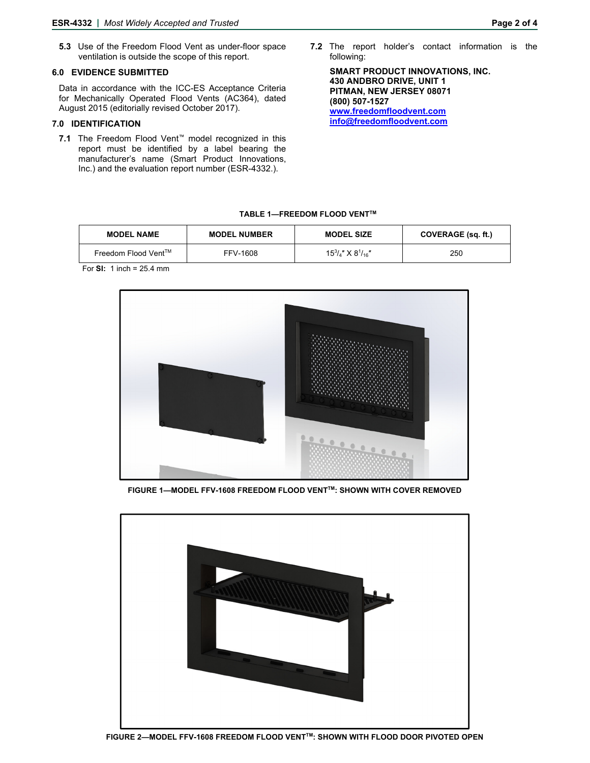**5.3** Use of the Freedom Flood Vent as under-floor space ventilation is outside the scope of this report.

## 6.0 EVIDENCE SUBMITTED

Data in accordance with the ICC-ES Acceptance Criteria for Mechanically Operated Flood Vents (AC364), dated August 2015 (editorially revised October 2017).

## 7.0 IDENTIFICATION

**7.1** The Freedom Flood Vent™ model recognized in this report must be identified by a label bearing the manufacturer's name (Smart Product Innovations, Inc.) and the evaluation report number (ESR-4332.).

**7.2** The report holder's contact information is the following:

**SMART PRODUCT INNOVATIONS, INC.**
**430 ANDBRO DRIVE, UNIT 1**
**PITMAN, NEW JERSEY 08071**
**(800) 507-1527**
**www.freedomfloodvent.com**
**info@freedomfloodvent.com**

**TABLE 1—FREEDOM FLOOD VENT™**

| MODEL NAME | MODEL NUMBER | MODEL SIZE | COVERAGE (sq. ft.) |
|---|---|---|---|
| Freedom Flood Vent™ | FFV-1608 | $15^{3}/_{4}$″ X $8^{1}/_{16}$″ | 250 |

For **SI:** 1 inch = 25.4 mm

**FIGURE 1—MODEL FFV-1608 FREEDOM FLOOD VENT™: SHOWN WITH COVER REMOVED**

**FIGURE 2—MODEL FFV-1608 FREEDOM FLOOD VENT™: SHOWN WITH FLOOD DOOR PIVOTED OPEN**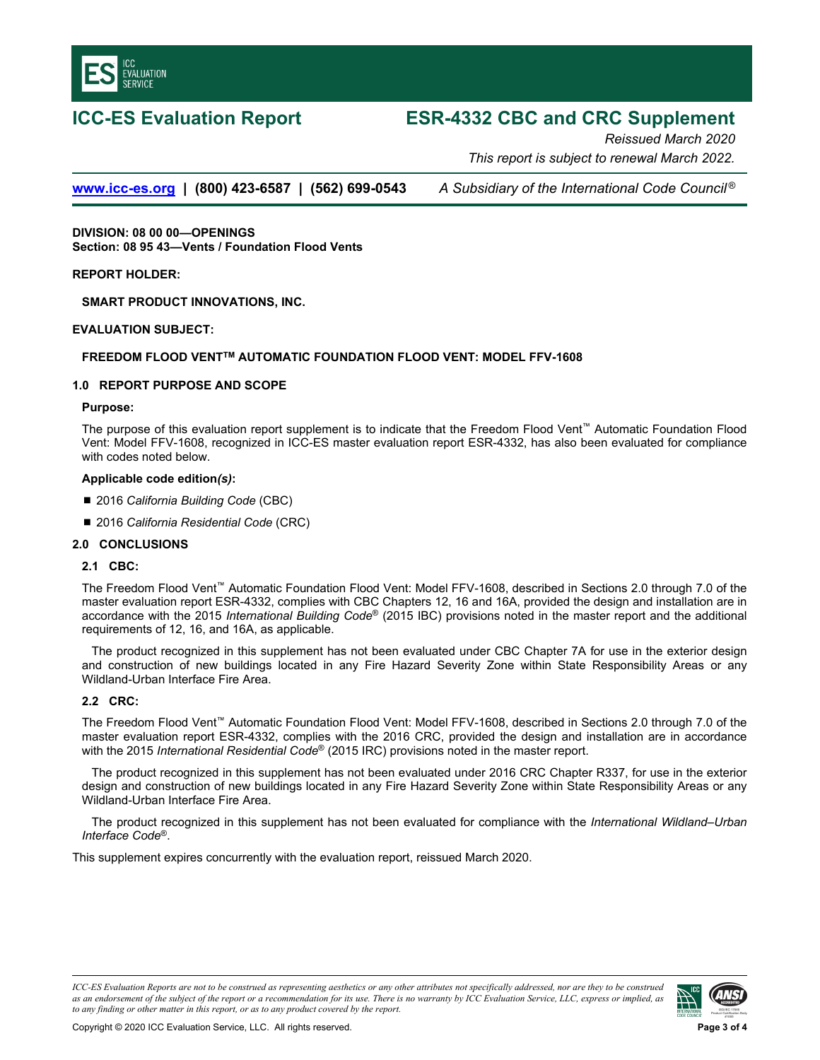# ICC-ES Evaluation Report

# ESR-4332 CBC and CRC Supplement

*Reissued March 2020*

*This report is subject to renewal March 2022.*

www.icc-es.org | (800) 423-6587 | (562) 699-0543 *A Subsidiary of the International Code Council®*

**DIVISION: 08 00 00—OPENINGS**
**Section: 08 95 43—Vents / Foundation Flood Vents**

**REPORT HOLDER:**

**SMART PRODUCT INNOVATIONS, INC.**

**EVALUATION SUBJECT:**

**FREEDOM FLOOD VENT™ AUTOMATIC FOUNDATION FLOOD VENT: MODEL FFV-1608**

## 1.0 REPORT PURPOSE AND SCOPE

**Purpose:**

The purpose of this evaluation report supplement is to indicate that the Freedom Flood Vent™ Automatic Foundation Flood Vent: Model FFV-1608, recognized in ICC-ES master evaluation report ESR-4332, has also been evaluated for compliance with codes noted below.

**Applicable code edition*(s)*:**

- 2016 *California Building Code* (CBC)
- 2016 *California Residential Code* (CRC)

## 2.0 CONCLUSIONS

### 2.1 CBC:

The Freedom Flood Vent™ Automatic Foundation Flood Vent: Model FFV-1608, described in Sections 2.0 through 7.0 of the master evaluation report ESR-4332, complies with CBC Chapters 12, 16 and 16A, provided the design and installation are in accordance with the 2015 *International Building Code®* (2015 IBC) provisions noted in the master report and the additional requirements of 12, 16, and 16A, as applicable.

The product recognized in this supplement has not been evaluated under CBC Chapter 7A for use in the exterior design and construction of new buildings located in any Fire Hazard Severity Zone within State Responsibility Areas or any Wildland-Urban Interface Fire Area.

### 2.2 CRC:

The Freedom Flood Vent™ Automatic Foundation Flood Vent: Model FFV-1608, described in Sections 2.0 through 7.0 of the master evaluation report ESR-4332, complies with the 2016 CRC, provided the design and installation are in accordance with the 2015 *International Residential Code®* (2015 IRC) provisions noted in the master report.

The product recognized in this supplement has not been evaluated under 2016 CRC Chapter R337, for use in the exterior design and construction of new buildings located in any Fire Hazard Severity Zone within State Responsibility Areas or any Wildland-Urban Interface Fire Area.

The product recognized in this supplement has not been evaluated for compliance with the *International Wildland–Urban Interface Code®*.

This supplement expires concurrently with the evaluation report, reissued March 2020.

*ICC-ES Evaluation Reports are not to be construed as representing aesthetics or any other attributes not specifically addressed, nor are they to be construed as an endorsement of the subject of the report or a recommendation for its use. There is no warranty by ICC Evaluation Service, LLC, express or implied, as to any finding or other matter in this report, or as to any product covered by the report.*

Copyright © 2020 ICC Evaluation Service, LLC. All rights reserved.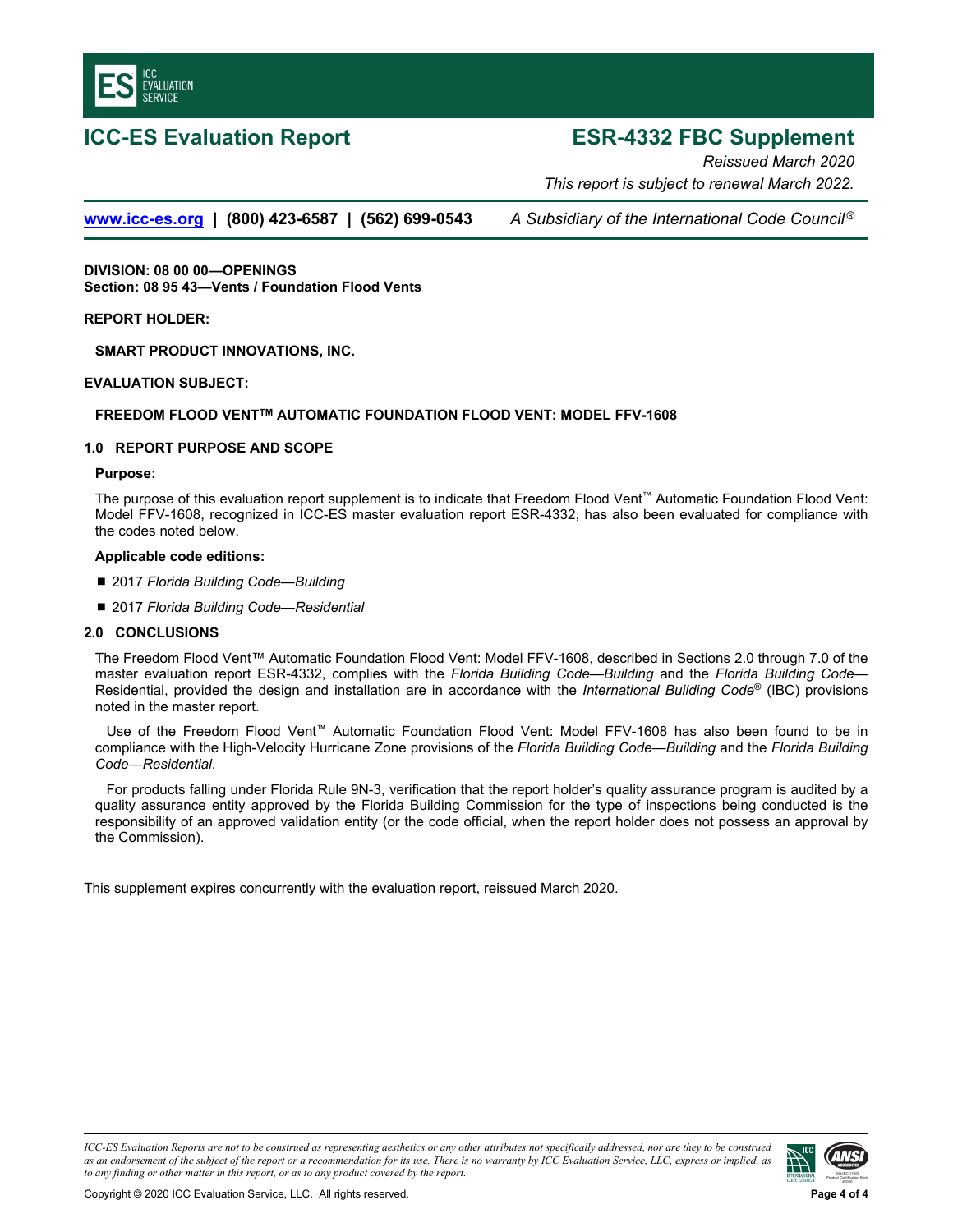# ICC-ES Evaluation Report

# ESR-4332 FBC Supplement

*Reissued March 2020*

*This report is subject to renewal March 2022.*

**www.icc-es.org | (800) 423-6587 | (562) 699-0543** *A Subsidiary of the International Code Council®*

**DIVISION: 08 00 00—OPENINGS**
**Section: 08 95 43—Vents / Foundation Flood Vents**

**REPORT HOLDER:**

**SMART PRODUCT INNOVATIONS, INC.**

**EVALUATION SUBJECT:**

**FREEDOM FLOOD VENT™ AUTOMATIC FOUNDATION FLOOD VENT: MODEL FFV-1608**

## 1.0 REPORT PURPOSE AND SCOPE

**Purpose:**

The purpose of this evaluation report supplement is to indicate that Freedom Flood Vent™ Automatic Foundation Flood Vent: Model FFV-1608, recognized in ICC-ES master evaluation report ESR-4332, has also been evaluated for compliance with the codes noted below.

**Applicable code editions:**

- 2017 *Florida Building Code—Building*
- 2017 *Florida Building Code—Residential*

## 2.0 CONCLUSIONS

The Freedom Flood Vent™ Automatic Foundation Flood Vent: Model FFV-1608, described in Sections 2.0 through 7.0 of the master evaluation report ESR-4332, complies with the *Florida Building Code—Building* and the *Florida Building Code*—Residential, provided the design and installation are in accordance with the *International Building Code®* (IBC) provisions noted in the master report.

Use of the Freedom Flood Vent™ Automatic Foundation Flood Vent: Model FFV-1608 has also been found to be in compliance with the High-Velocity Hurricane Zone provisions of the *Florida Building Code—Building* and the *Florida Building Code—Residential*.

For products falling under Florida Rule 9N-3, verification that the report holder's quality assurance program is audited by a quality assurance entity approved by the Florida Building Commission for the type of inspections being conducted is the responsibility of an approved validation entity (or the code official, when the report holder does not possess an approval by the Commission).

This supplement expires concurrently with the evaluation report, reissued March 2020.

*ICC-ES Evaluation Reports are not to be construed as representing aesthetics or any other attributes not specifically addressed, nor are they to be construed as an endorsement of the subject of the report or a recommendation for its use. There is no warranty by ICC Evaluation Service, LLC, express or implied, as to any finding or other matter in this report, or as to any product covered by the report.*

Copyright © 2020 ICC Evaluation Service, LLC. All rights reserved.